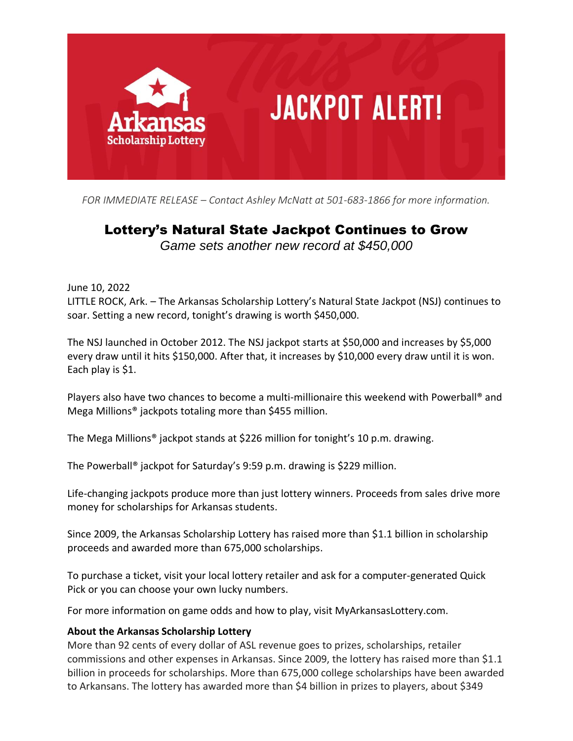**Arkansas Scholarship Lottery**

# JACKPOT ALERT!

*FOR IMMEDIATE RELEASE – Contact Ashley McNatt at 501-683-1866 for more information.*

## Lottery's Natural State Jackpot Continues to Grow

*Game sets another new record at $450,000*

June 10, 2022

LITTLE ROCK, Ark. – The Arkansas Scholarship Lottery's Natural State Jackpot (NSJ) continues to soar. Setting a new record, tonight's drawing is worth $450,000.

The NSJ launched in October 2012. The NSJ jackpot starts at $50,000 and increases by $5,000 every draw until it hits $150,000. After that, it increases by $10,000 every draw until it is won. Each play is $1.

Players also have two chances to become a multi-millionaire this weekend with Powerball® and Mega Millions® jackpots totaling more than $455 million.

The Mega Millions® jackpot stands at $226 million for tonight's 10 p.m. drawing.

The Powerball® jackpot for Saturday's 9:59 p.m. drawing is $229 million.

Life-changing jackpots produce more than just lottery winners. Proceeds from sales drive more money for scholarships for Arkansas students.

Since 2009, the Arkansas Scholarship Lottery has raised more than $1.1 billion in scholarship proceeds and awarded more than 675,000 scholarships.

To purchase a ticket, visit your local lottery retailer and ask for a computer-generated Quick Pick or you can choose your own lucky numbers.

For more information on game odds and how to play, visit MyArkansasLottery.com.

**About the Arkansas Scholarship Lottery**

More than 92 cents of every dollar of ASL revenue goes to prizes, scholarships, retailer commissions and other expenses in Arkansas. Since 2009, the lottery has raised more than $1.1 billion in proceeds for scholarships. More than 675,000 college scholarships have been awarded to Arkansans. The lottery has awarded more than $4 billion in prizes to players, about $349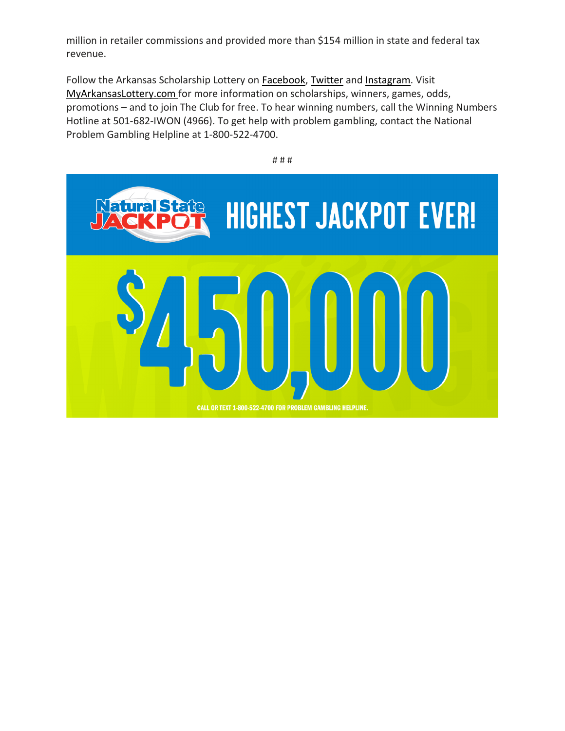million in retailer commissions and provided more than $154 million in state and federal tax revenue.

Follow the Arkansas Scholarship Lottery on Facebook, Twitter and Instagram. Visit MyArkansasLottery.com for more information on scholarships, winners, games, odds, promotions – and to join The Club for free. To hear winning numbers, call the Winning Numbers Hotline at 501-682-IWON (4966). To get help with problem gambling, contact the National Problem Gambling Helpline at 1-800-522-4700.

# # #

Natural State JACKPOT

HIGHEST JACKPOT EVER!

$450,000

CALL OR TEXT 1-800-522-4700 FOR PROBLEM GAMBLING HELPLINE.